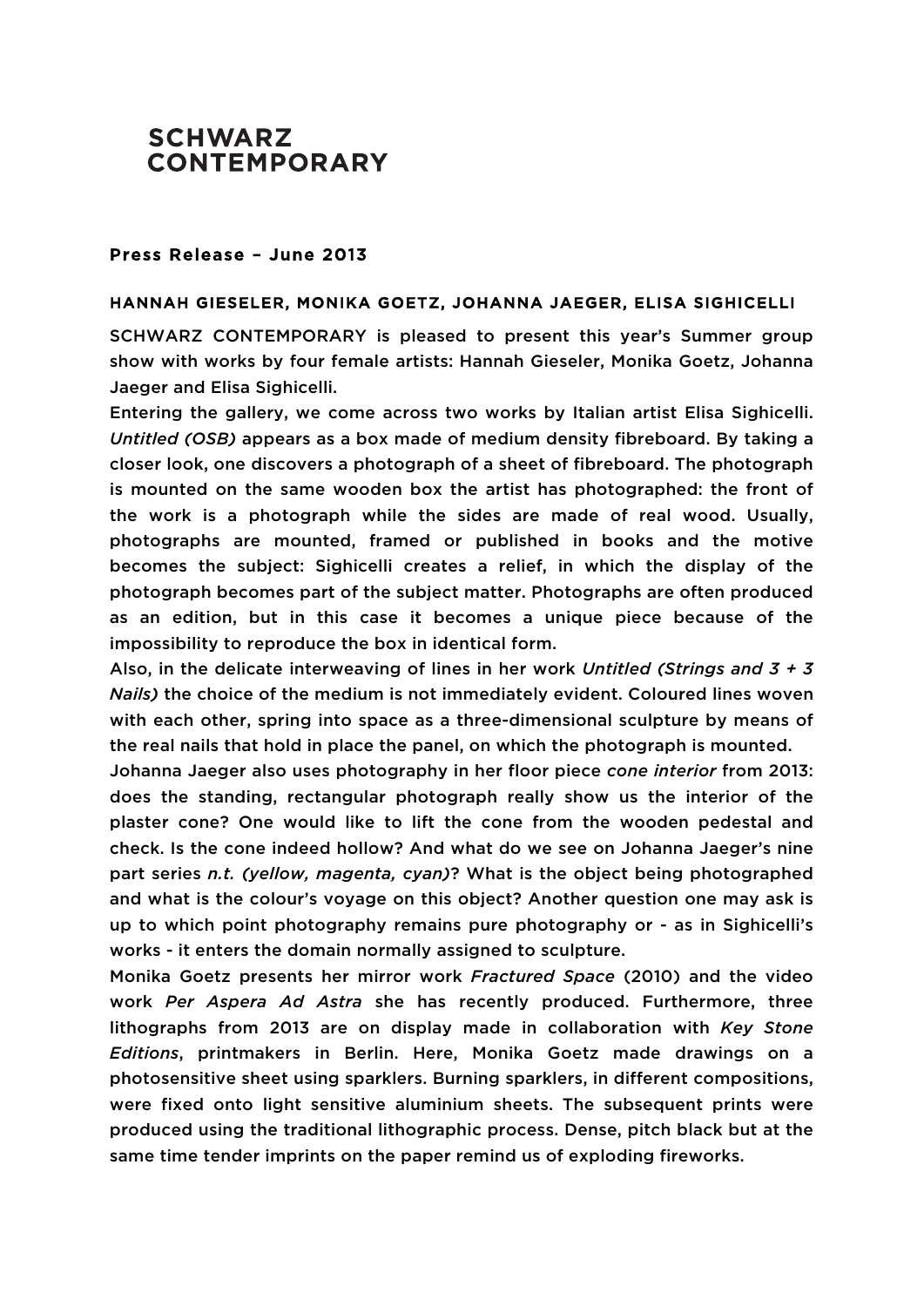# SCHWARZ CONTEMPORARY

**Press Release – June 2013**

**HANNAH GIESELER, MONIKA GOETZ, JOHANNA JAEGER, ELISA SIGHICELLI**

SCHWARZ CONTEMPORARY is pleased to present this year's Summer group show with works by four female artists: Hannah Gieseler, Monika Goetz, Johanna Jaeger and Elisa Sighicelli.

Entering the gallery, we come across two works by Italian artist Elisa Sighicelli. *Untitled (OSB)* appears as a box made of medium density fibreboard. By taking a closer look, one discovers a photograph of a sheet of fibreboard. The photograph is mounted on the same wooden box the artist has photographed: the front of the work is a photograph while the sides are made of real wood. Usually, photographs are mounted, framed or published in books and the motive becomes the subject: Sighicelli creates a relief, in which the display of the photograph becomes part of the subject matter. Photographs are often produced as an edition, but in this case it becomes a unique piece because of the impossibility to reproduce the box in identical form.

Also, in the delicate interweaving of lines in her work *Untitled (Strings and 3 + 3 Nails)* the choice of the medium is not immediately evident. Coloured lines woven with each other, spring into space as a three-dimensional sculpture by means of the real nails that hold in place the panel, on which the photograph is mounted.

Johanna Jaeger also uses photography in her floor piece *cone interior* from 2013: does the standing, rectangular photograph really show us the interior of the plaster cone? One would like to lift the cone from the wooden pedestal and check. Is the cone indeed hollow? And what do we see on Johanna Jaeger's nine part series *n.t. (yellow, magenta, cyan)*? What is the object being photographed and what is the colour's voyage on this object? Another question one may ask is up to which point photography remains pure photography or - as in Sighicelli's works - it enters the domain normally assigned to sculpture.

Monika Goetz presents her mirror work *Fractured Space* (2010) and the video work *Per Aspera Ad Astra* she has recently produced. Furthermore, three lithographs from 2013 are on display made in collaboration with *Key Stone Editions*, printmakers in Berlin. Here, Monika Goetz made drawings on a photosensitive sheet using sparklers. Burning sparklers, in different compositions, were fixed onto light sensitive aluminium sheets. The subsequent prints were produced using the traditional lithographic process. Dense, pitch black but at the same time tender imprints on the paper remind us of exploding fireworks.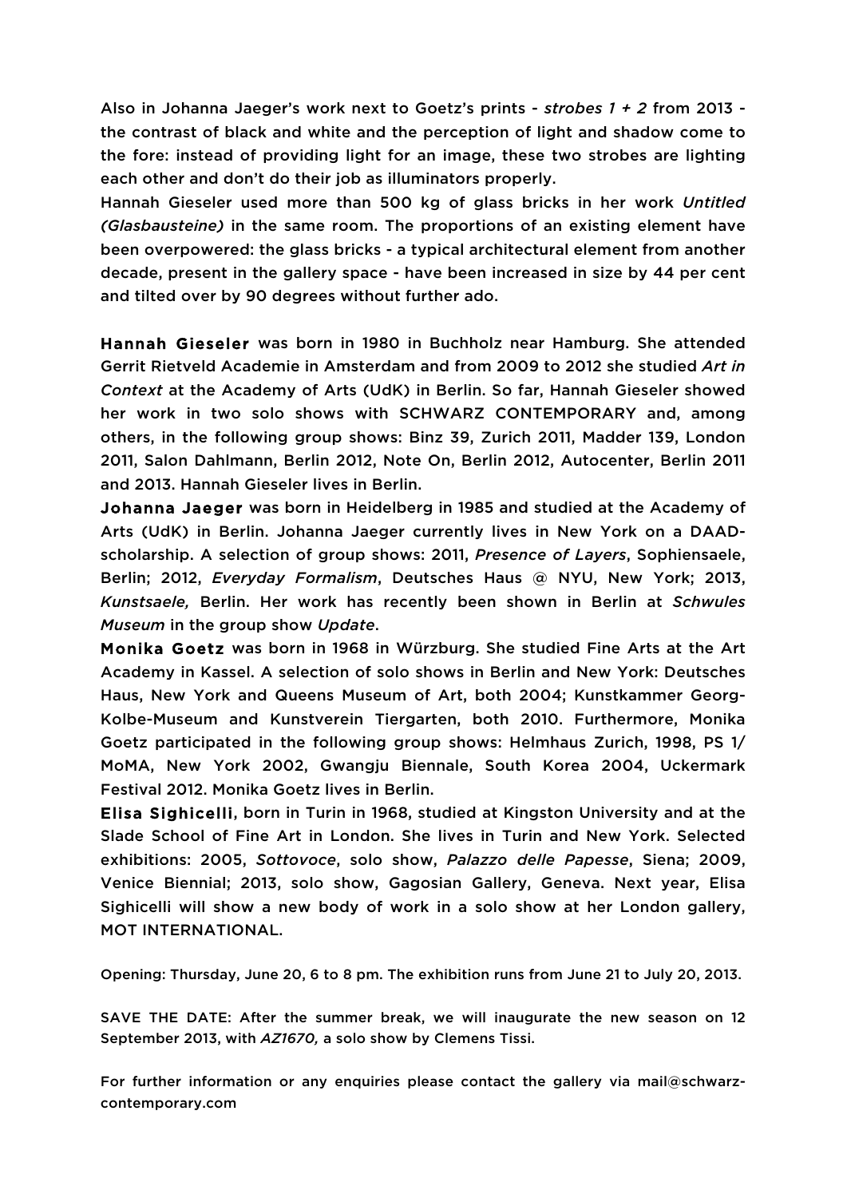Also in Johanna Jaeger's work next to Goetz's prints - *strobes 1 + 2* from 2013 - the contrast of black and white and the perception of light and shadow come to the fore: instead of providing light for an image, these two strobes are lighting each other and don't do their job as illuminators properly.

Hannah Gieseler used more than 500 kg of glass bricks in her work *Untitled (Glasbausteine)* in the same room. The proportions of an existing element have been overpowered: the glass bricks - a typical architectural element from another decade, present in the gallery space - have been increased in size by 44 per cent and tilted over by 90 degrees without further ado.

**Hannah Gieseler** was born in 1980 in Buchholz near Hamburg. She attended Gerrit Rietveld Academie in Amsterdam and from 2009 to 2012 she studied *Art in Context* at the Academy of Arts (UdK) in Berlin. So far, Hannah Gieseler showed her work in two solo shows with SCHWARZ CONTEMPORARY and, among others, in the following group shows: Binz 39, Zurich 2011, Madder 139, London 2011, Salon Dahlmann, Berlin 2012, Note On, Berlin 2012, Autocenter, Berlin 2011 and 2013. Hannah Gieseler lives in Berlin.

**Johanna Jaeger** was born in Heidelberg in 1985 and studied at the Academy of Arts (UdK) in Berlin. Johanna Jaeger currently lives in New York on a DAAD-scholarship. A selection of group shows: 2011, *Presence of Layers*, Sophiensaele, Berlin; 2012, *Everyday Formalism*, Deutsches Haus @ NYU, New York; 2013, *Kunstsaele,* Berlin. Her work has recently been shown in Berlin at *Schwules Museum* in the group show *Update*.

**Monika Goetz** was born in 1968 in Würzburg. She studied Fine Arts at the Art Academy in Kassel. A selection of solo shows in Berlin and New York: Deutsches Haus, New York and Queens Museum of Art, both 2004; Kunstkammer Georg-Kolbe-Museum and Kunstverein Tiergarten, both 2010. Furthermore, Monika Goetz participated in the following group shows: Helmhaus Zurich, 1998, PS 1/ MoMA, New York 2002, Gwangju Biennale, South Korea 2004, Uckermark Festival 2012. Monika Goetz lives in Berlin.

**Elisa Sighicelli**, born in Turin in 1968, studied at Kingston University and at the Slade School of Fine Art in London. She lives in Turin and New York. Selected exhibitions: 2005, *Sottovoce*, solo show, *Palazzo delle Papesse*, Siena; 2009, Venice Biennial; 2013, solo show, Gagosian Gallery, Geneva. Next year, Elisa Sighicelli will show a new body of work in a solo show at her London gallery, MOT INTERNATIONAL.

Opening: Thursday, June 20, 6 to 8 pm. The exhibition runs from June 21 to July 20, 2013.

SAVE THE DATE: After the summer break, we will inaugurate the new season on 12 September 2013, with *AZ1670,* a solo show by Clemens Tissi.

For further information or any enquiries please contact the gallery via mail@schwarz-contemporary.com